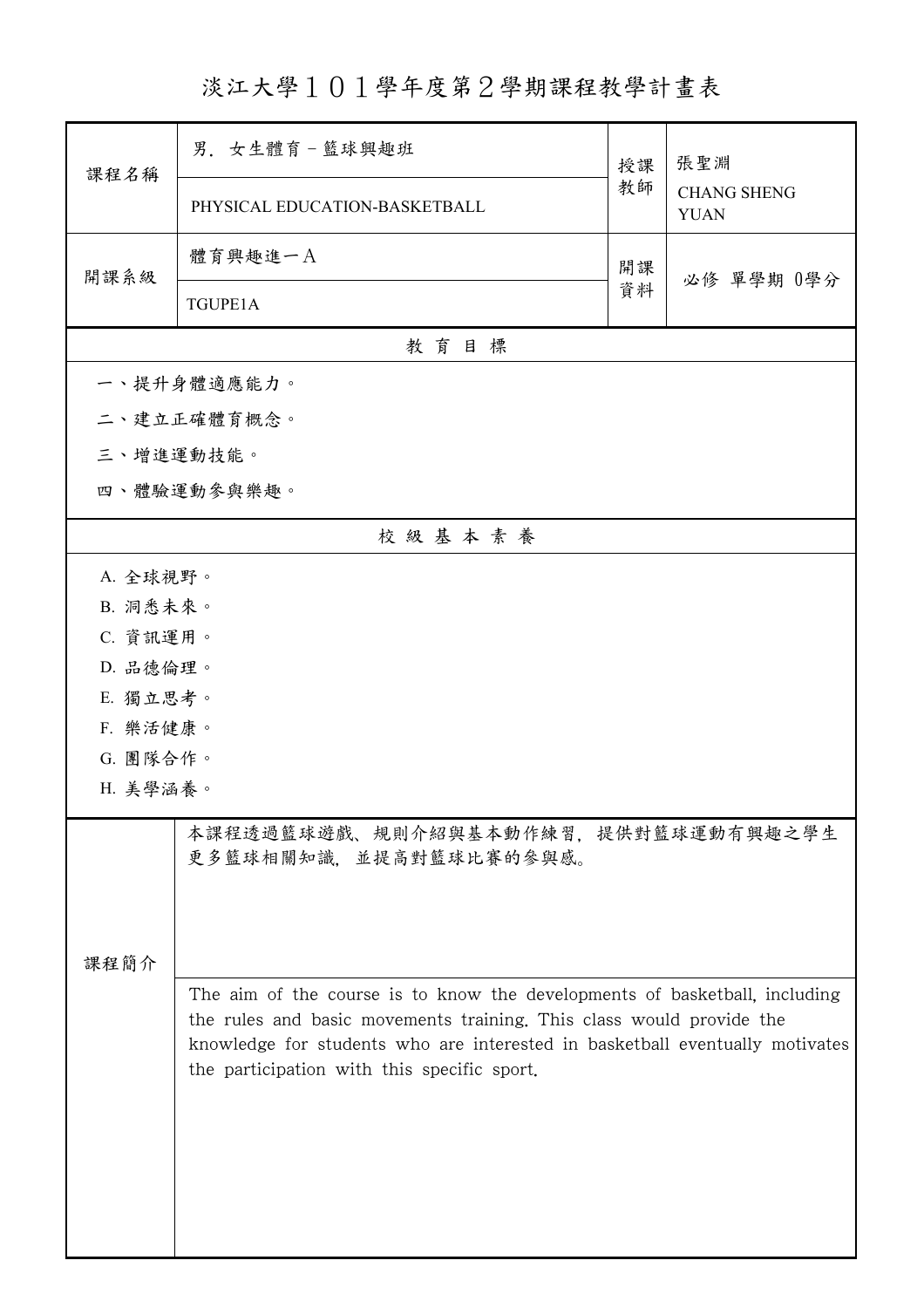# 淡江大學１０１學年度第２學期課程教學計畫表

| 課程名稱 | 男．女生體育－籃球興趣班 | 授課教師 | 張聖淵 |
|---|---|---|---|
| | PHYSICAL EDUCATION-BASKETBALL | | CHANG SHENG YUAN |
| 開課系級 | 體育興趣進一Ａ | 開課資料 | 必修 單學期 0學分 |
| | TGUPE1A | | |

## 教 育 目 標

一、提升身體適應能力。

二、建立正確體育概念。

三、增進運動技能。

四、體驗運動參與樂趣。

## 校 級 基 本 素 養

A. 全球視野。

B. 洞悉未來。

C. 資訊運用。

D. 品德倫理。

E. 獨立思考。

F. 樂活健康。

G. 團隊合作。

H. 美學涵養。

## 課程簡介

本課程透過籃球遊戲、規則介紹與基本動作練習，提供對籃球運動有興趣之學生更多籃球相關知識，並提高對籃球比賽的參與感。

The aim of the course is to know the developments of basketball, including the rules and basic movements training. This class would provide the knowledge for students who are interested in basketball eventually motivates the participation with this specific sport.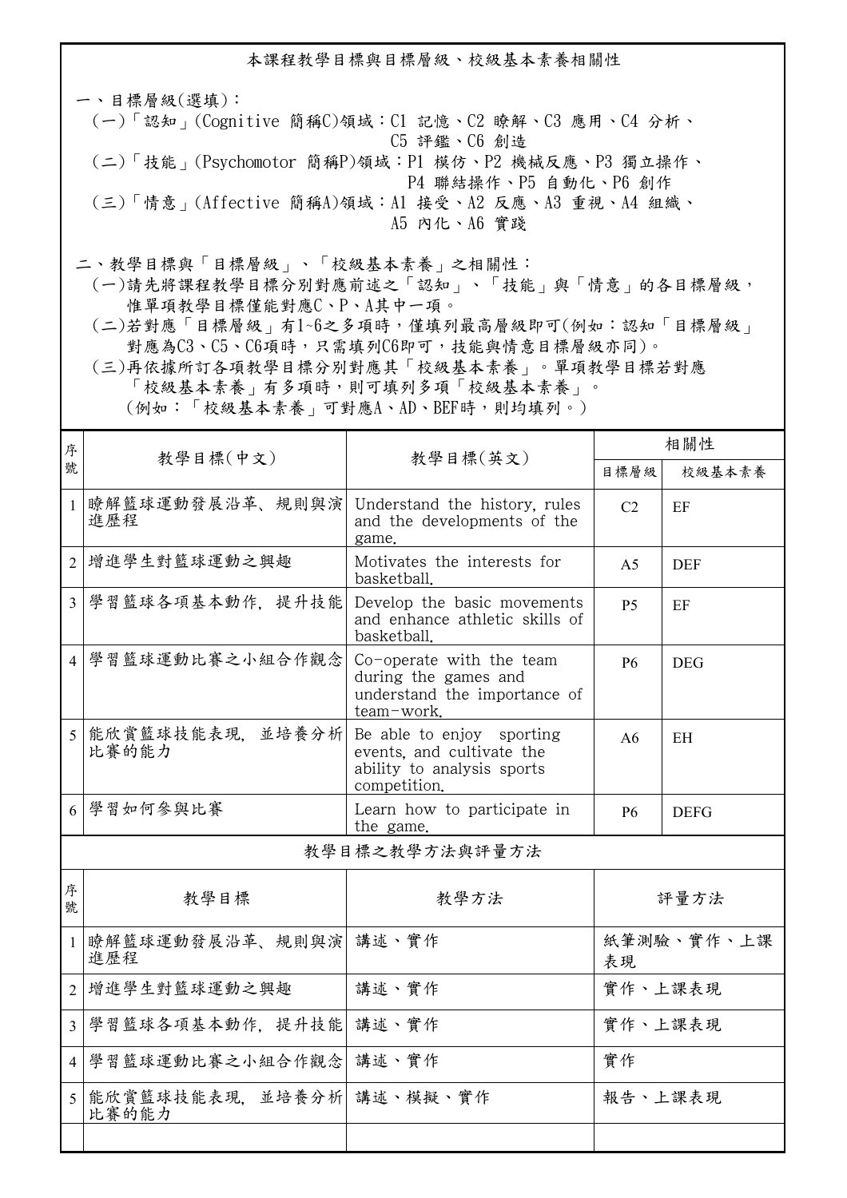## 本課程教學目標與目標層級、校級基本素養相關性

一、目標層級(選填)：

(一)「認知」(Cognitive 簡稱C)領域：C1 記憶、C2 瞭解、C3 應用、C4 分析、C5 評鑑、C6 創造

(二)「技能」(Psychomotor 簡稱P)領域：P1 模仿、P2 機械反應、P3 獨立操作、P4 聯結操作、P5 自動化、P6 創作

(三)「情意」(Affective 簡稱A)領域：A1 接受、A2 反應、A3 重視、A4 組織、A5 內化、A6 實踐

二、教學目標與「目標層級」、「校級基本素養」之相關性：

(一)請先將課程教學目標分別對應前述之「認知」、「技能」與「情意」的各目標層級，惟單項教學目標僅能對應C、P、A其中一項。

(二)若對應「目標層級」有1~6之多項時，僅填列最高層級即可(例如：認知「目標層級」對應為C3、C5、C6項時，只需填列C6即可，技能與情意目標層級亦同)。

(三)再依據所訂各項教學目標分別對應其「校級基本素養」。單項教學目標若對應「校級基本素養」有多項時，則可填列多項「校級基本素養」。(例如：「校級基本素養」可對應A、AD、BEF時，則均填列。)

| 序號 | 教學目標(中文) | 教學目標(英文) | 相關性 | |
|---|---|---|---|---|
| | | | 目標層級 | 校級基本素養 |
| 1 | 瞭解籃球運動發展沿革、規則與演進歷程 | Understand the history, rules and the developments of the game. | C2 | EF |
| 2 | 增進學生對籃球運動之興趣 | Motivates the interests for basketball. | A5 | DEF |
| 3 | 學習籃球各項基本動作，提升技能 | Develop the basic movements and enhance athletic skills of basketball. | P5 | EF |
| 4 | 學習籃球運動比賽之小組合作觀念 | Co-operate with the team during the games and understand the importance of team-work. | P6 | DEG |
| 5 | 能欣賞籃球技能表現，並培養分析比賽的能力 | Be able to enjoy sporting events, and cultivate the ability to analysis sports competition. | A6 | EH |
| 6 | 學習如何參與比賽 | Learn how to participate in the game. | P6 | DEFG |

### 教學目標之教學方法與評量方法

| 序號 | 教學目標 | 教學方法 | 評量方法 |
|---|---|---|---|
| 1 | 瞭解籃球運動發展沿革、規則與演進歷程 | 講述、實作 | 紙筆測驗、實作、上課表現 |
| 2 | 增進學生對籃球運動之興趣 | 講述、實作 | 實作、上課表現 |
| 3 | 學習籃球各項基本動作，提升技能 | 講述、實作 | 實作、上課表現 |
| 4 | 學習籃球運動比賽之小組合作觀念 | 講述、實作 | 實作 |
| 5 | 能欣賞籃球技能表現，並培養分析比賽的能力 | 講述、模擬、實作 | 報告、上課表現 |
| | | | |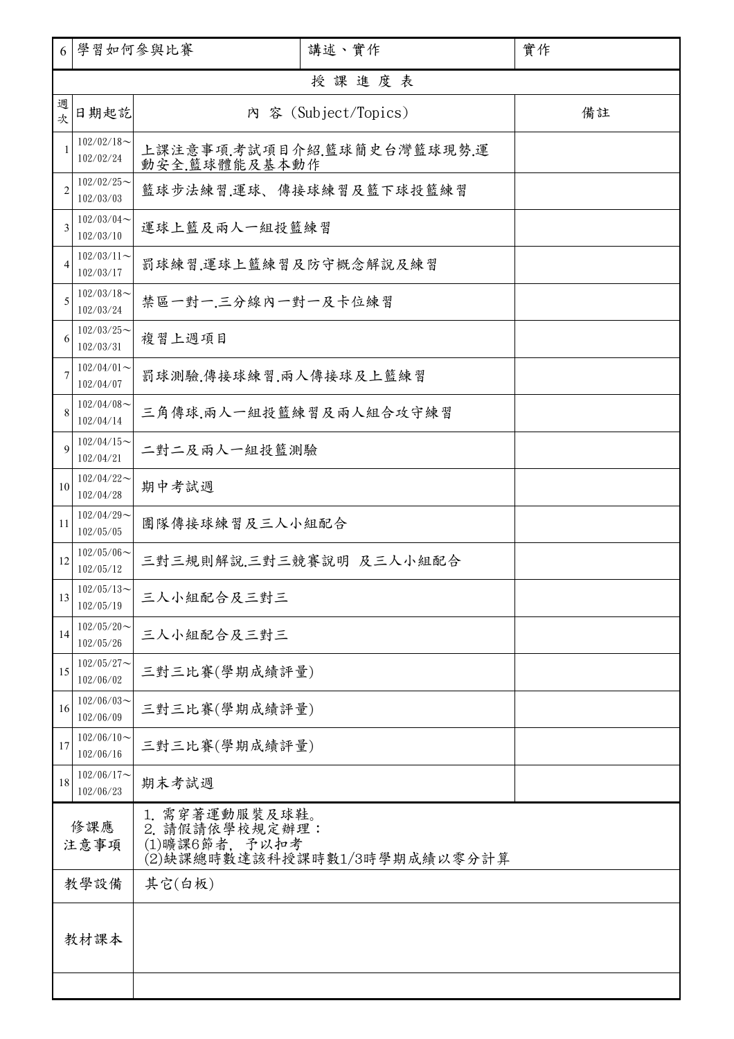| 6 | 學習如何參與比賽 | 講述、實作 | 實作 |
|---|---|---|---|

| 授課進度表 | | | |
|---|---|---|---|
| 週次 | 日期起訖 | 內 容 (Subject/Topics) | 備註 |
| 1 | 102/02/18～102/02/24 | 上課注意事項.考試項目介紹.籃球簡史台灣籃球現勢.運動安全.籃球體能及基本動作 | |
| 2 | 102/02/25～102/03/03 | 籃球步法練習.運球、傳接球練習及籃下球投籃練習 | |
| 3 | 102/03/04～102/03/10 | 運球上籃及兩人一組投籃練習 | |
| 4 | 102/03/11～102/03/17 | 罰球練習.運球上籃練習及防守概念解說及練習 | |
| 5 | 102/03/18～102/03/24 | 禁區一對一.三分線內一對一及卡位練習 | |
| 6 | 102/03/25～102/03/31 | 複習上週項目 | |
| 7 | 102/04/01～102/04/07 | 罰球測驗.傳接球練習.兩人傳接球及上籃練習 | |
| 8 | 102/04/08～102/04/14 | 三角傳球.兩人一組投籃練習及兩人組合攻守練習 | |
| 9 | 102/04/15～102/04/21 | 二對二及兩人一組投籃測驗 | |
| 10 | 102/04/22～102/04/28 | 期中考試週 | |
| 11 | 102/04/29～102/05/05 | 團隊傳接球練習及三人小組配合 | |
| 12 | 102/05/06～102/05/12 | 三對三規則解說.三對三競賽說明 及三人小組配合 | |
| 13 | 102/05/13～102/05/19 | 三人小組配合及三對三 | |
| 14 | 102/05/20～102/05/26 | 三人小組配合及三對三 | |
| 15 | 102/05/27～102/06/02 | 三對三比賽(學期成績評量) | |
| 16 | 102/06/03～102/06/09 | 三對三比賽(學期成績評量) | |
| 17 | 102/06/10～102/06/16 | 三對三比賽(學期成績評量) | |
| 18 | 102/06/17～102/06/23 | 期末考試週 | |

| 修課應注意事項 | 1. 需穿著運動服裝及球鞋。<br>2. 請假請依學校規定辦理：<br>(1)曠課6節者, 予以扣考<br>(2)缺課總時數達該科授課時數1/3時學期成績以零分計算 |
|---|---|
| 教學設備 | 其它(白板) |
| 教材課本 | |
| | |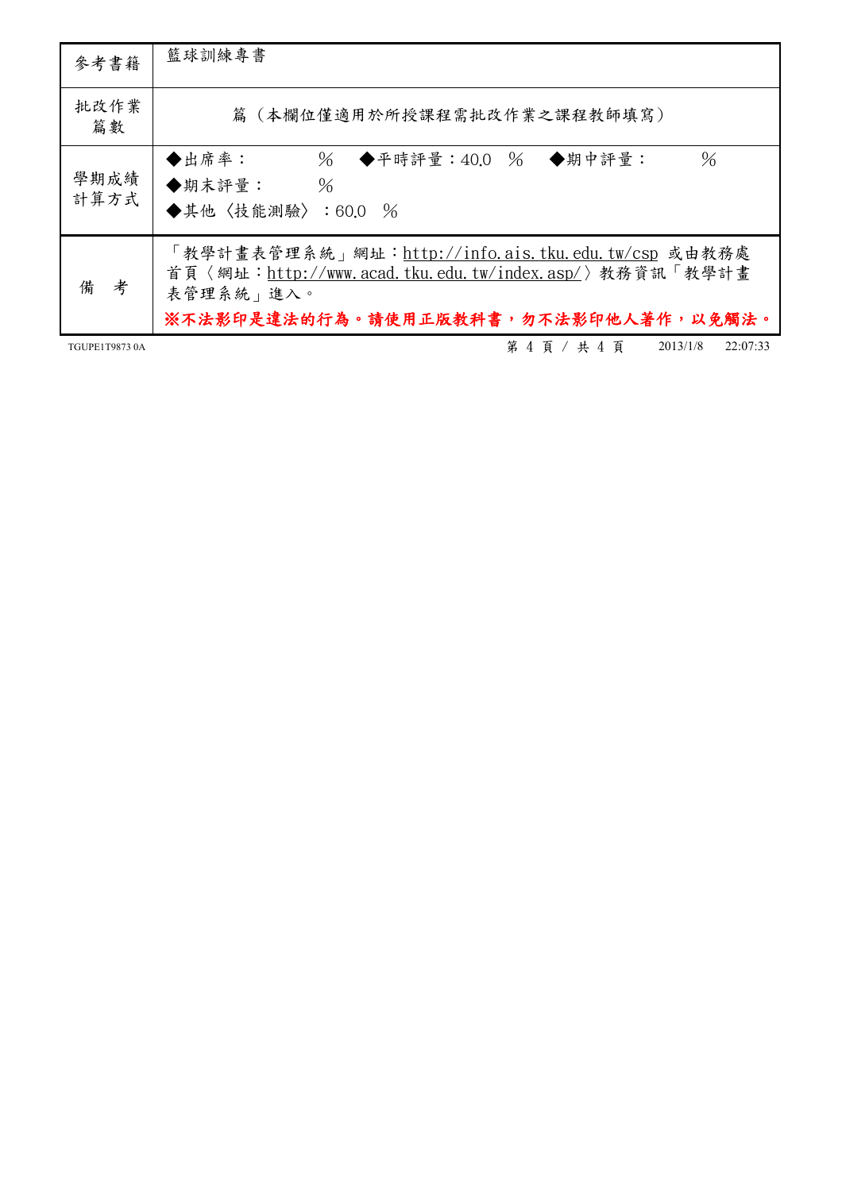| | |
|---|---|
| 參考書籍 | 籃球訓練專書 |
| 批改作業篇數 | 篇（本欄位僅適用於所授課程需批改作業之課程教師填寫） |
| 學期成績計算方式 | ◆出席率：　　%　◆平時評量：40.0　%　◆期中評量：　　%<br>◆期末評量：　　%<br>◆其他〈技能測驗〉：60.0　% |
| 備　考 | 「教學計畫表管理系統」網址：http://info.ais.tku.edu.tw/csp 或由教務處首頁〈網址：http://www.acad.tku.edu.tw/index.asp/〉教務資訊「教學計畫表管理系統」進入。<br>**※不法影印是違法的行為。請使用正版教科書，勿不法影印他人著作，以免觸法。** |

TGUPE1T9873 0A　　2013/1/8　22:07:33